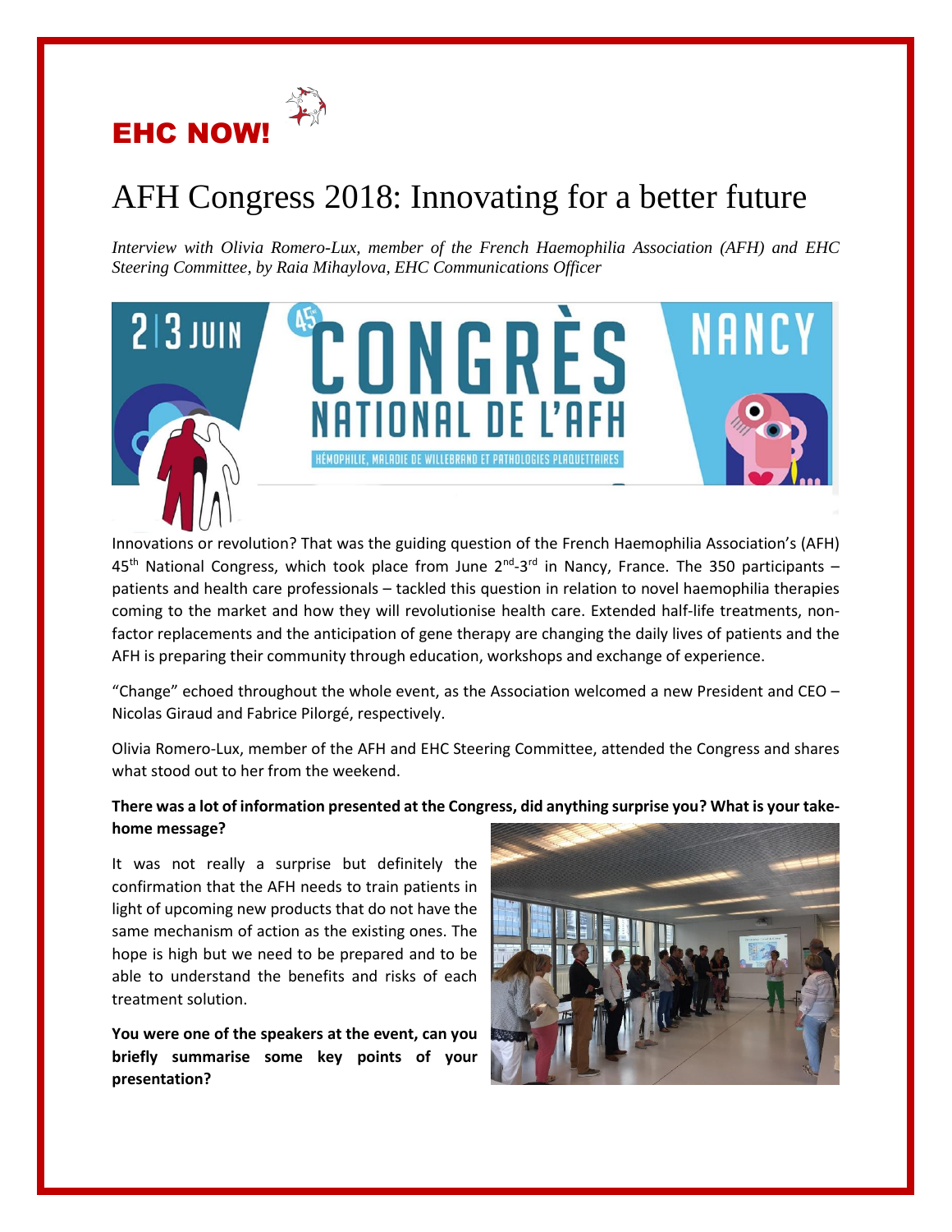EHC NOW!

# AFH Congress 2018: Innovating for a better future

*Interview with Olivia Romero-Lux, member of the French Haemophilia Association (AFH) and EHC Steering Committee, by Raia Mihaylova, EHC Communications Officer*

Innovations or revolution? That was the guiding question of the French Haemophilia Association's (AFH) 45th National Congress, which took place from June 2nd-3rd in Nancy, France. The 350 participants – patients and health care professionals – tackled this question in relation to novel haemophilia therapies coming to the market and how they will revolutionise health care. Extended half-life treatments, non-factor replacements and the anticipation of gene therapy are changing the daily lives of patients and the AFH is preparing their community through education, workshops and exchange of experience.

"Change" echoed throughout the whole event, as the Association welcomed a new President and CEO – Nicolas Giraud and Fabrice Pilorgé, respectively.

Olivia Romero-Lux, member of the AFH and EHC Steering Committee, attended the Congress and shares what stood out to her from the weekend.

**There was a lot of information presented at the Congress, did anything surprise you? What is your take-home message?**

It was not really a surprise but definitely the confirmation that the AFH needs to train patients in light of upcoming new products that do not have the same mechanism of action as the existing ones. The hope is high but we need to be prepared and to be able to understand the benefits and risks of each treatment solution.

**You were one of the speakers at the event, can you briefly summarise some key points of your presentation?**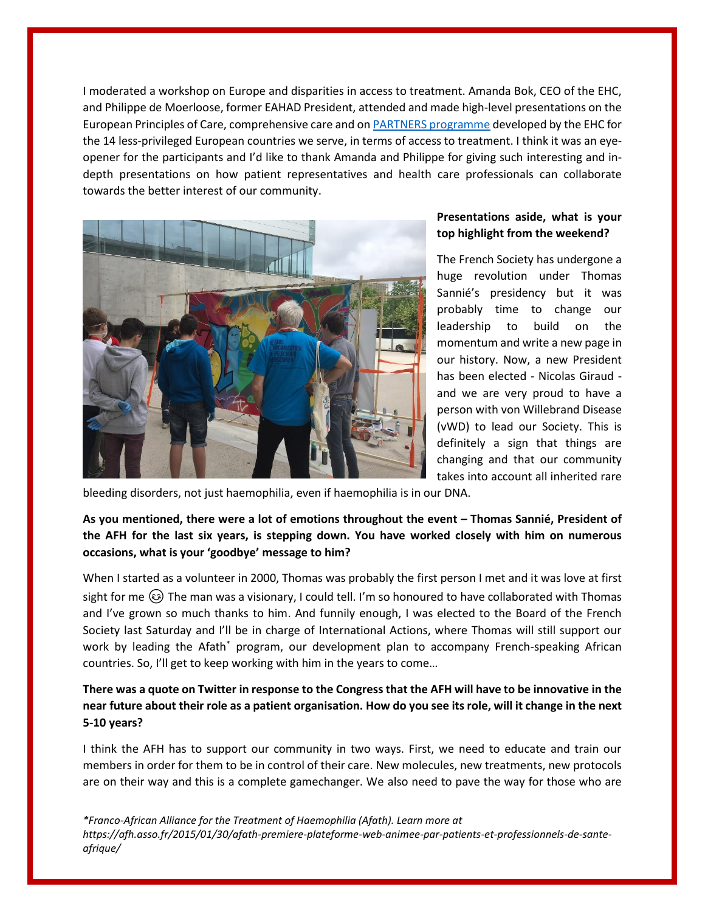I moderated a workshop on Europe and disparities in access to treatment. Amanda Bok, CEO of the EHC, and Philippe de Moerloose, former EAHAD President, attended and made high-level presentations on the European Principles of Care, comprehensive care and on [PARTNERS programme] developed by the EHC for the 14 less-privileged European countries we serve, in terms of access to treatment. I think it was an eye-opener for the participants and I'd like to thank Amanda and Philippe for giving such interesting and in-depth presentations on how patient representatives and health care professionals can collaborate towards the better interest of our community.

**Presentations aside, what is your top highlight from the weekend?**

The French Society has undergone a huge revolution under Thomas Sannié's presidency but it was probably time to change our leadership to build on the momentum and write a new page in our history. Now, a new President has been elected - Nicolas Giraud - and we are very proud to have a person with von Willebrand Disease (vWD) to lead our Society. This is definitely a sign that things are changing and that our community takes into account all inherited rare bleeding disorders, not just haemophilia, even if haemophilia is in our DNA.

**As you mentioned, there were a lot of emotions throughout the event – Thomas Sannié, President of the AFH for the last six years, is stepping down. You have worked closely with him on numerous occasions, what is your 'goodbye' message to him?**

When I started as a volunteer in 2000, Thomas was probably the first person I met and it was love at first sight for me 😉 The man was a visionary, I could tell. I'm so honoured to have collaborated with Thomas and I've grown so much thanks to him. And funnily enough, I was elected to the Board of the French Society last Saturday and I'll be in charge of International Actions, where Thomas will still support our work by leading the Afath* program, our development plan to accompany French-speaking African countries. So, I'll get to keep working with him in the years to come…

**There was a quote on Twitter in response to the Congress that the AFH will have to be innovative in the near future about their role as a patient organisation. How do you see its role, will it change in the next 5-10 years?**

I think the AFH has to support our community in two ways. First, we need to educate and train our members in order for them to be in control of their care. New molecules, new treatments, new protocols are on their way and this is a complete gamechanger. We also need to pave the way for those who are

*\*Franco-African Alliance for the Treatment of Haemophilia (Afath). Learn more at https://afh.asso.fr/2015/01/30/afath-premiere-plateforme-web-animee-par-patients-et-professionnels-de-sante-afrique/*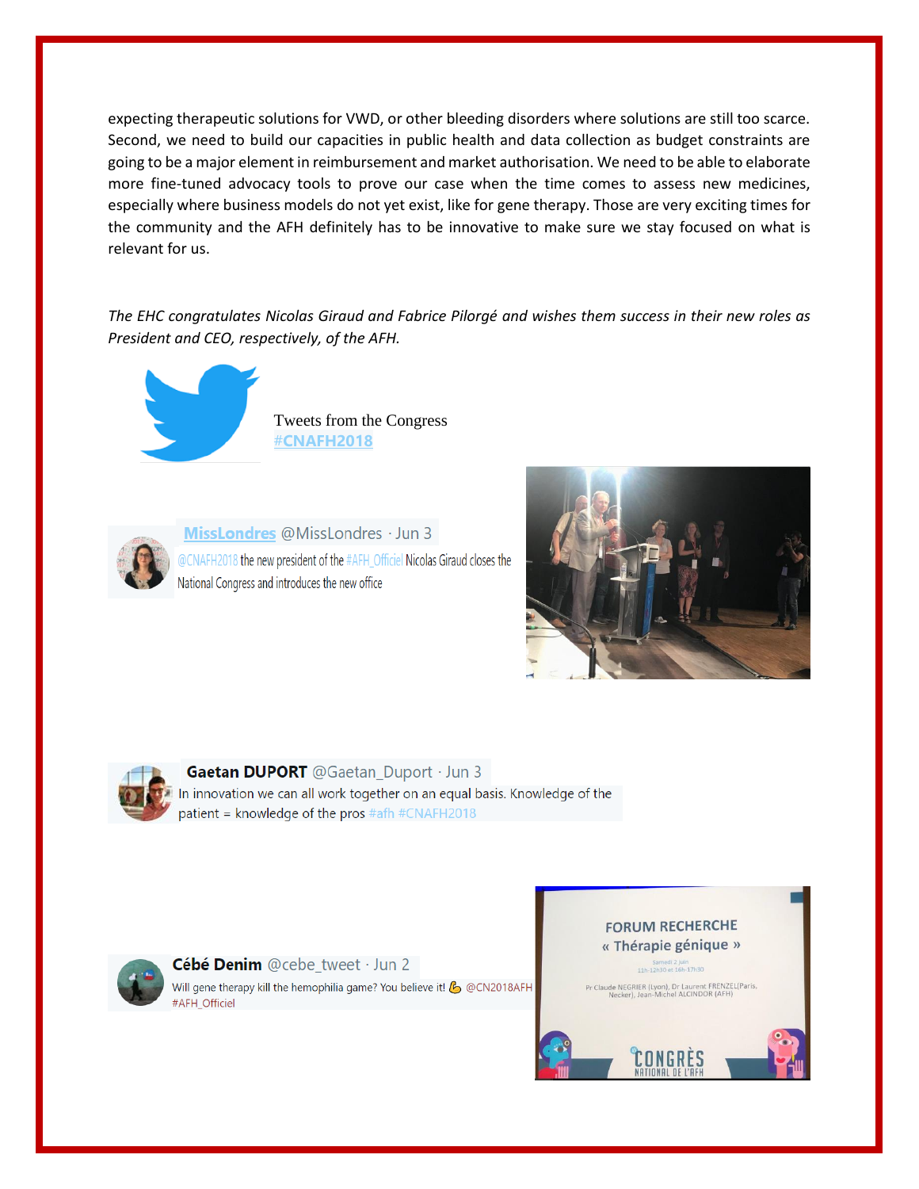expecting therapeutic solutions for VWD, or other bleeding disorders where solutions are still too scarce. Second, we need to build our capacities in public health and data collection as budget constraints are going to be a major element in reimbursement and market authorisation. We need to be able to elaborate more fine-tuned advocacy tools to prove our case when the time comes to assess new medicines, especially where business models do not yet exist, like for gene therapy. Those are very exciting times for the community and the AFH definitely has to be innovative to make sure we stay focused on what is relevant for us.

*The EHC congratulates Nicolas Giraud and Fabrice Pilorgé and wishes them success in their new roles as President and CEO, respectively, of the AFH.*

Tweets from the Congress
**#CNAFH2018**

**MissLondres** @MissLondres · Jun 3
@CNAFH2018 the new president of the #AFH_Officiel Nicolas Giraud closes the National Congress and introduces the new office

**Gaetan DUPORT** @Gaetan_Duport · Jun 3
In innovation we can all work together on an equal basis. Knowledge of the patient = knowledge of the pros #afh #CNAFH2018

**Cébé Denim** @cebe_tweet · Jun 2
Will gene therapy kill the hemophilia game? You believe it! 💪 @CN2018AFH #AFH_Officiel

FORUM RECHERCHE
« Thérapie génique »
Samedi 2 juin
11h-12h30 et 16h-17h30
Pr Claude NEGRIER (Lyon), Dr Laurent FRENZEL(Paris, Necker), Jean-Michel ALCINDOR (AFH)
CONGRÈS NATIONAL DE L'AFH